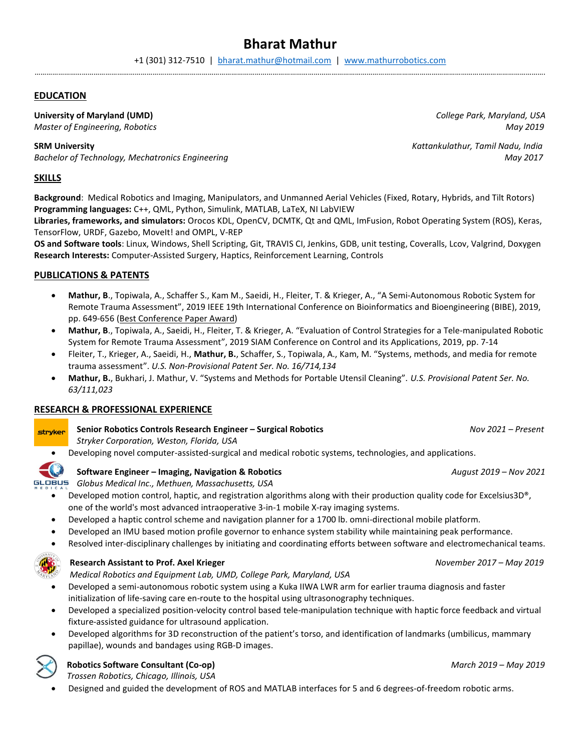# Bharat Mathur

+1 (301) 312-7510 | [bharat.mathur@hotmail.com](mailto:bharat.mathur@hotmail.com) | [www.mathurrobotics.com](http://www.mathurrobotics.com)

## EDUCATION

**University of Maryland (UMD)** — *College Park, Maryland, USA*
*Master of Engineering, Robotics* — *May 2019*

**SRM University** — *Kattankulathur, Tamil Nadu, India*
*Bachelor of Technology, Mechatronics Engineering* — *May 2017*

## SKILLS

**Background**: Medical Robotics and Imaging, Manipulators, and Unmanned Aerial Vehicles (Fixed, Rotary, Hybrids, and Tilt Rotors)
**Programming languages:** C++, QML, Python, Simulink, MATLAB, LaTeX, NI LabVIEW
**Libraries, frameworks, and simulators:** Orocos KDL, OpenCV, DCMTK, Qt and QML, ImFusion, Robot Operating System (ROS), Keras, TensorFlow, URDF, Gazebo, MoveIt! and OMPL, V-REP
**OS and Software tools**: Linux, Windows, Shell Scripting, Git, TRAVIS CI, Jenkins, GDB, unit testing, Coveralls, Lcov, Valgrind, Doxygen
**Research Interests:** Computer-Assisted Surgery, Haptics, Reinforcement Learning, Controls

## PUBLICATIONS & PATENTS

- **Mathur, B**., Topiwala, A., Schaffer S., Kam M., Saeidi, H., Fleiter, T. & Krieger, A., "A Semi-Autonomous Robotic System for Remote Trauma Assessment", 2019 IEEE 19th International Conference on Bioinformatics and Bioengineering (BIBE), 2019, pp. 649-656 (Best Conference Paper Award)
- **Mathur, B**., Topiwala, A., Saeidi, H., Fleiter, T. & Krieger, A. "Evaluation of Control Strategies for a Tele-manipulated Robotic System for Remote Trauma Assessment", 2019 SIAM Conference on Control and its Applications, 2019, pp. 7-14
- Fleiter, T., Krieger, A., Saeidi, H., **Mathur, B.**, Schaffer, S., Topiwala, A., Kam, M. "Systems, methods, and media for remote trauma assessment". *U.S. Non-Provisional Patent Ser. No. 16/714,134*
- **Mathur, B.**, Bukhari, J. Mathur, V. "Systems and Methods for Portable Utensil Cleaning". *U.S. Provisional Patent Ser. No. 63/111,023*

## RESEARCH & PROFESSIONAL EXPERIENCE

**Senior Robotics Controls Research Engineer – Surgical Robotics** — *Nov 2021 – Present*
*Stryker Corporation, Weston, Florida, USA*

- Developing novel computer-assisted-surgical and medical robotic systems, technologies, and applications.

**Software Engineer – Imaging, Navigation & Robotics** — *August 2019 – Nov 2021*
*Globus Medical Inc., Methuen, Massachusetts, USA*

- Developed motion control, haptic, and registration algorithms along with their production quality code for Excelsius3D®, one of the world's most advanced intraoperative 3-in-1 mobile X-ray imaging systems.
- Developed a haptic control scheme and navigation planner for a 1700 lb. omni-directional mobile platform.
- Developed an IMU based motion profile governor to enhance system stability while maintaining peak performance.
- Resolved inter-disciplinary challenges by initiating and coordinating efforts between software and electromechanical teams.

**Research Assistant to Prof. Axel Krieger** — *November 2017 – May 2019*
*Medical Robotics and Equipment Lab, UMD, College Park, Maryland, USA*

- Developed a semi-autonomous robotic system using a Kuka IIWA LWR arm for earlier trauma diagnosis and faster initialization of life-saving care en-route to the hospital using ultrasonography techniques.
- Developed a specialized position-velocity control based tele-manipulation technique with haptic force feedback and virtual fixture-assisted guidance for ultrasound application.
- Developed algorithms for 3D reconstruction of the patient's torso, and identification of landmarks (umbilicus, mammary papillae), wounds and bandages using RGB-D images.

**Robotics Software Consultant (Co-op)** — *March 2019 – May 2019*
*Trossen Robotics, Chicago, Illinois, USA*

- Designed and guided the development of ROS and MATLAB interfaces for 5 and 6 degrees-of-freedom robotic arms.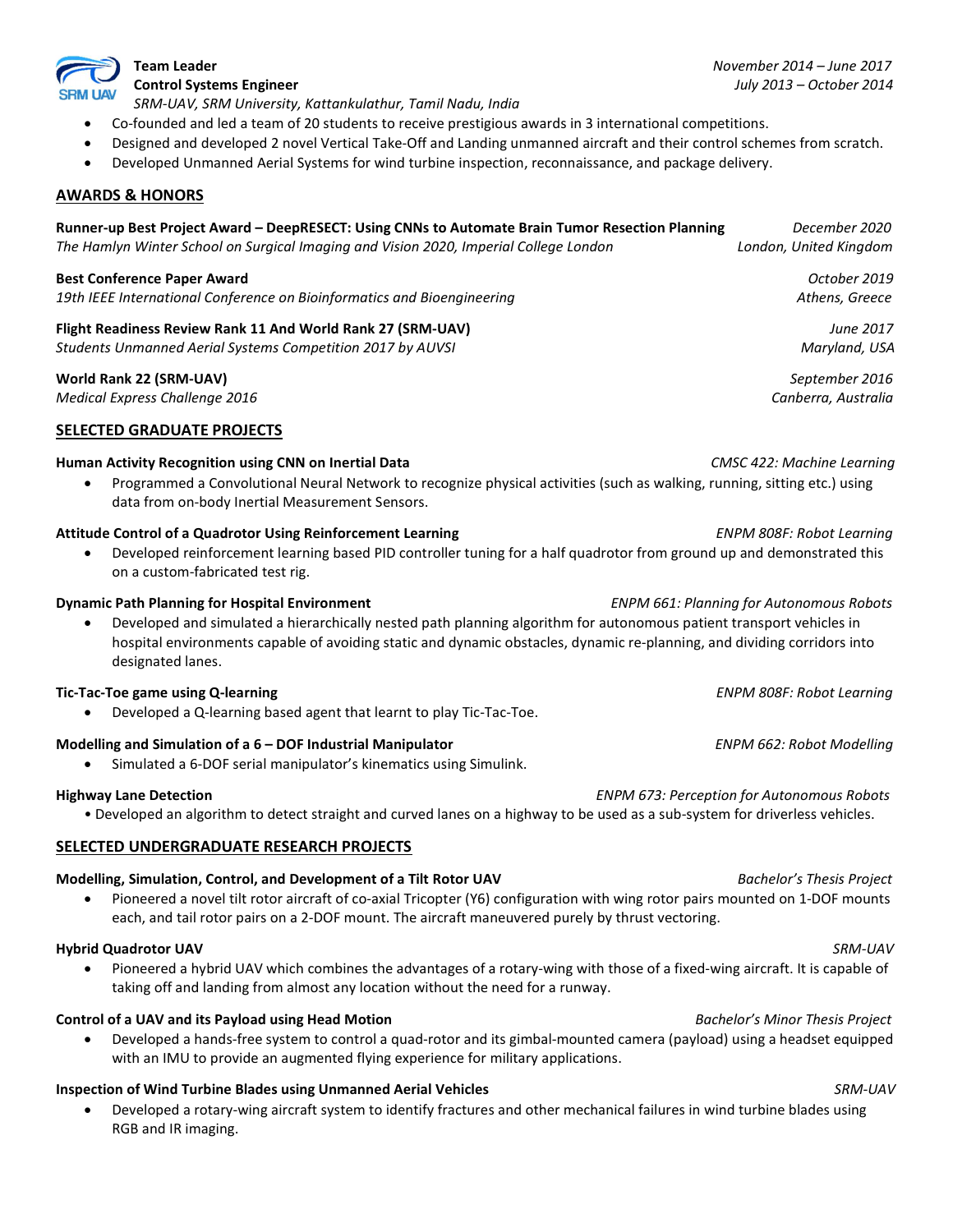**Team Leader** *November 2014 – June 2017*
**Control Systems Engineer** *July 2013 – October 2014*
*SRM-UAV, SRM University, Kattankulathur, Tamil Nadu, India*

- Co-founded and led a team of 20 students to receive prestigious awards in 3 international competitions.
- Designed and developed 2 novel Vertical Take-Off and Landing unmanned aircraft and their control schemes from scratch.
- Developed Unmanned Aerial Systems for wind turbine inspection, reconnaissance, and package delivery.

## AWARDS & HONORS

**Runner-up Best Project Award – DeepRESECT: Using CNNs to Automate Brain Tumor Resection Planning** *December 2020*
*The Hamlyn Winter School on Surgical Imaging and Vision 2020, Imperial College London* *London, United Kingdom*

**Best Conference Paper Award** *October 2019*
*19th IEEE International Conference on Bioinformatics and Bioengineering* *Athens, Greece*

**Flight Readiness Review Rank 11 And World Rank 27 (SRM-UAV)** *June 2017*
*Students Unmanned Aerial Systems Competition 2017 by AUVSI* *Maryland, USA*

**World Rank 22 (SRM-UAV)** *September 2016*
*Medical Express Challenge 2016* *Canberra, Australia*

## SELECTED GRADUATE PROJECTS

**Human Activity Recognition using CNN on Inertial Data** *CMSC 422: Machine Learning*
- Programmed a Convolutional Neural Network to recognize physical activities (such as walking, running, sitting etc.) using data from on-body Inertial Measurement Sensors.

**Attitude Control of a Quadrotor Using Reinforcement Learning** *ENPM 808F: Robot Learning*
- Developed reinforcement learning based PID controller tuning for a half quadrotor from ground up and demonstrated this on a custom-fabricated test rig.

**Dynamic Path Planning for Hospital Environment** *ENPM 661: Planning for Autonomous Robots*
- Developed and simulated a hierarchically nested path planning algorithm for autonomous patient transport vehicles in hospital environments capable of avoiding static and dynamic obstacles, dynamic re-planning, and dividing corridors into designated lanes.

**Tic-Tac-Toe game using Q-learning** *ENPM 808F: Robot Learning*
- Developed a Q-learning based agent that learnt to play Tic-Tac-Toe.

**Modelling and Simulation of a 6 – DOF Industrial Manipulator** *ENPM 662: Robot Modelling*
- Simulated a 6-DOF serial manipulator's kinematics using Simulink.

**Highway Lane Detection** *ENPM 673: Perception for Autonomous Robots*
- Developed an algorithm to detect straight and curved lanes on a highway to be used as a sub-system for driverless vehicles.

## SELECTED UNDERGRADUATE RESEARCH PROJECTS

**Modelling, Simulation, Control, and Development of a Tilt Rotor UAV** *Bachelor's Thesis Project*
- Pioneered a novel tilt rotor aircraft of co-axial Tricopter (Y6) configuration with wing rotor pairs mounted on 1-DOF mounts each, and tail rotor pairs on a 2-DOF mount. The aircraft maneuvered purely by thrust vectoring.

**Hybrid Quadrotor UAV** *SRM-UAV*
- Pioneered a hybrid UAV which combines the advantages of a rotary-wing with those of a fixed-wing aircraft. It is capable of taking off and landing from almost any location without the need for a runway.

**Control of a UAV and its Payload using Head Motion** *Bachelor's Minor Thesis Project*
- Developed a hands-free system to control a quad-rotor and its gimbal-mounted camera (payload) using a headset equipped with an IMU to provide an augmented flying experience for military applications.

**Inspection of Wind Turbine Blades using Unmanned Aerial Vehicles** *SRM-UAV*
- Developed a rotary-wing aircraft system to identify fractures and other mechanical failures in wind turbine blades using RGB and IR imaging.